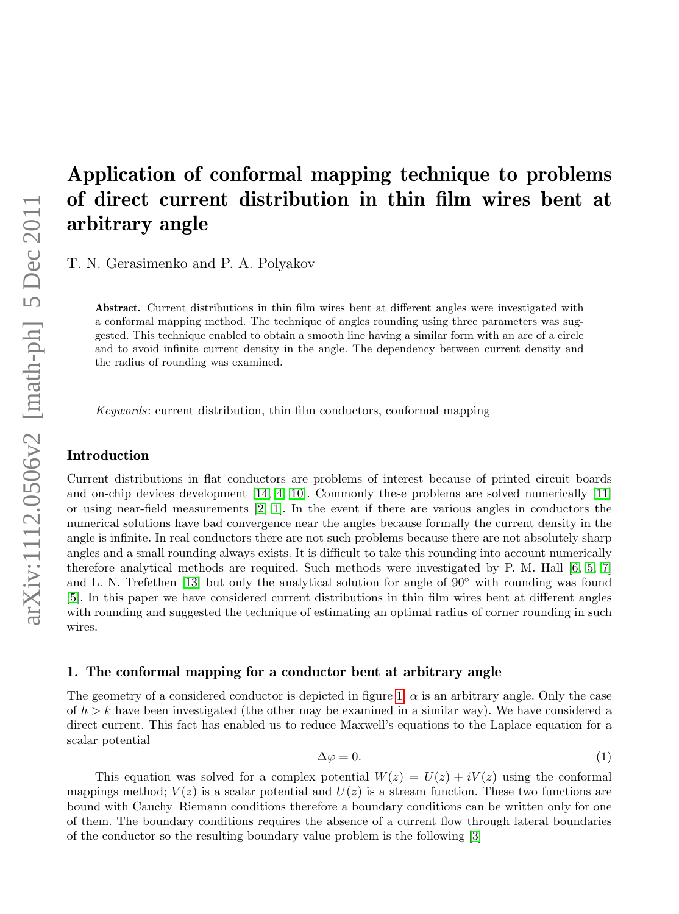# Application of conformal mapping technique to problems of direct current distribution in thin film wires bent at arbitrary angle

T. N. Gerasimenko and P. A. Polyakov

**Abstract.** Current distributions in thin film wires bent at different angles were investigated with a conformal mapping method. The technique of angles rounding using three parameters was suggested. This technique enabled to obtain a smooth line having a similar form with an arc of a circle and to avoid infinite current density in the angle. The dependency between current density and the radius of rounding was examined.

*Keywords*: current distribution, thin film conductors, conformal mapping

## Introduction

Current distributions in flat conductors are problems of interest because of printed circuit boards and on-chip devices development [14, 4, 10]. Commonly these problems are solved numerically [11] or using near-field measurements [2, 1]. In the event if there are various angles in conductors the numerical solutions have bad convergence near the angles because formally the current density in the angle is infinite. In real conductors there are not such problems because there are not absolutely sharp angles and a small rounding always exists. It is difficult to take this rounding into account numerically therefore analytical methods are required. Such methods were investigated by P. M. Hall [6, 5, 7] and L. N. Trefethen [13] but only the analytical solution for angle of 90° with rounding was found [5]. In this paper we have considered current distributions in thin film wires bent at different angles with rounding and suggested the technique of estimating an optimal radius of corner rounding in such wires.

## 1. The conformal mapping for a conductor bent at arbitrary angle

The geometry of a considered conductor is depicted in figure 1. $\alpha$ is an arbitrary angle. Only the case of $h > k$ have been investigated (the other may be examined in a similar way). We have considered a direct current. This fact has enabled us to reduce Maxwell's equations to the Laplace equation for a scalar potential

$$\Delta\varphi = 0. \tag{1}$$

This equation was solved for a complex potential $W(z) = U(z) + iV(z)$ using the conformal mappings method; $V(z)$ is a scalar potential and $U(z)$ is a stream function. These two functions are bound with Cauchy–Riemann conditions therefore a boundary conditions can be written only for one of them. The boundary conditions requires the absence of a current flow through lateral boundaries of the conductor so the resulting boundary value problem is the following [3]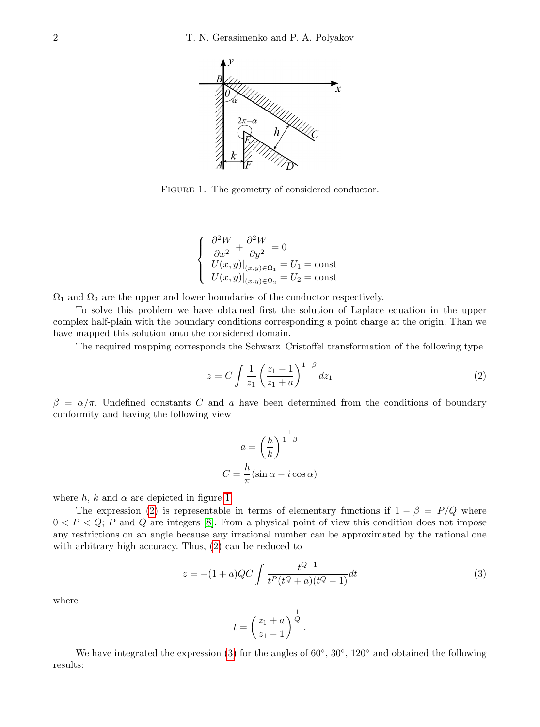FIGURE 1. The geometry of considered conductor.

$$\left\{\begin{array}{l} \dfrac{\partial^2 W}{\partial x^2} + \dfrac{\partial^2 W}{\partial y^2} = 0 \\ U(x,y)|_{(x,y)\in\Omega_1} = U_1 = \text{const} \\ U(x,y)|_{(x,y)\in\Omega_2} = U_2 = \text{const} \end{array}\right.$$

$\Omega_1$ and $\Omega_2$ are the upper and lower boundaries of the conductor respectively.

To solve this problem we have obtained first the solution of Laplace equation in the upper complex half-plain with the boundary conditions corresponding a point charge at the origin. Than we have mapped this solution onto the considered domain.

The required mapping corresponds the Schwarz–Cristoffel transformation of the following type

$$z = C \int \frac{1}{z_1} \left( \frac{z_1 - 1}{z_1 + a} \right)^{1-\beta} dz_1 \tag{2}$$

$\beta = \alpha/\pi$. Undefined constants $C$ and $a$ have been determined from the conditions of boundary conformity and having the following view

$$a = \left( \frac{h}{k} \right)^{\frac{1}{1-\beta}}$$

$$C = \frac{h}{\pi}(\sin\alpha - i\cos\alpha)$$

where $h$, $k$ and $\alpha$ are depicted in figure 1.

The expression (2) is representable in terms of elementary functions if $1-\beta = P/Q$ where $0 < P < Q$; $P$ and $Q$ are integers [8]. From a physical point of view this condition does not impose any restrictions on an angle because any irrational number can be approximated by the rational one with arbitrary high accuracy. Thus, (2) can be reduced to

$$z = -(1+a)QC \int \frac{t^{Q-1}}{t^P(t^Q + a)(t^Q - 1)} dt \tag{3}$$

where

$$t = \left( \frac{z_1 + a}{z_1 - 1} \right)^{\frac{1}{Q}}.$$

We have integrated the expression (3) for the angles of 60°, 30°, 120° and obtained the following results: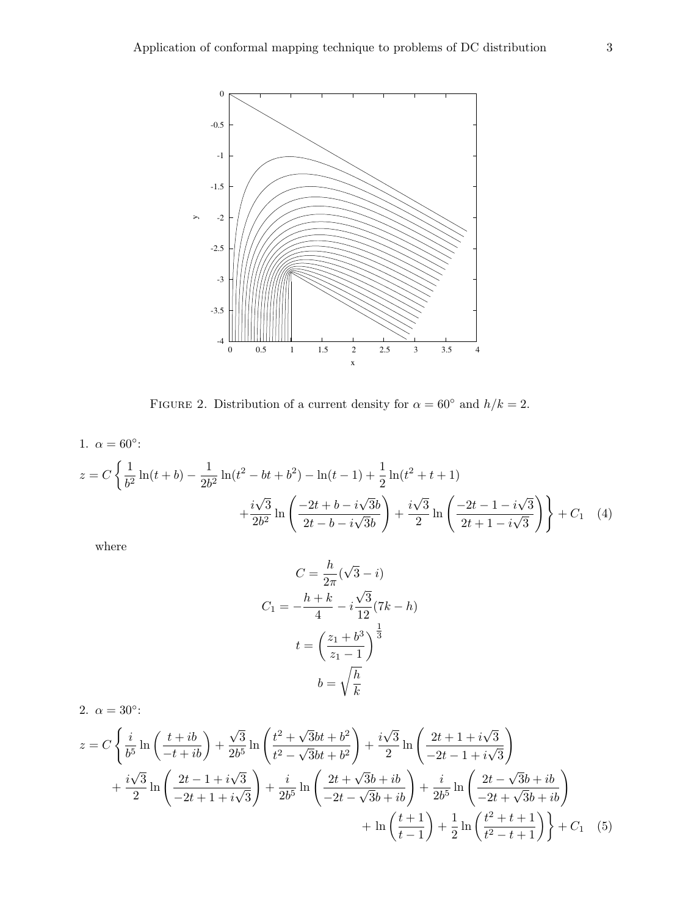FIGURE 2. Distribution of a current density for $\alpha = 60^\circ$ and $h/k = 2$.

1. $\alpha = 60^\circ$:

$$z = C\left\{\frac{1}{b^2}\ln(t+b) - \frac{1}{2b^2}\ln(t^2 - bt + b^2) - \ln(t-1) + \frac{1}{2}\ln(t^2+t+1) + \frac{i\sqrt{3}}{2b^2}\ln\left(\frac{-2t+b-i\sqrt{3}b}{2t-b-i\sqrt{3}b}\right) + \frac{i\sqrt{3}}{2}\ln\left(\frac{-2t-1-i\sqrt{3}}{2t+1-i\sqrt{3}}\right)\right\} + C_1 \quad (4)$$

where

$$C = \frac{h}{2\pi}(\sqrt{3} - i)$$

$$C_1 = -\frac{h+k}{4} - i\frac{\sqrt{3}}{12}(7k - h)$$

$$t = \left(\frac{z_1 + b^3}{z_1 - 1}\right)^{\frac{1}{3}}$$

$$b = \sqrt{\frac{h}{k}}$$

2. $\alpha = 30^\circ$:

$$z = C\left\{\frac{i}{b^5}\ln\left(\frac{t+ib}{-t+ib}\right) + \frac{\sqrt{3}}{2b^5}\ln\left(\frac{t^2+\sqrt{3}bt+b^2}{t^2-\sqrt{3}bt+b^2}\right) + \frac{i\sqrt{3}}{2}\ln\left(\frac{2t+1+i\sqrt{3}}{-2t-1+i\sqrt{3}}\right) + \frac{i\sqrt{3}}{2}\ln\left(\frac{2t-1+i\sqrt{3}}{-2t+1+i\sqrt{3}}\right) + \frac{i}{2b^5}\ln\left(\frac{2t+\sqrt{3}b+ib}{-2t-\sqrt{3}b+ib}\right) + \frac{i}{2b^5}\ln\left(\frac{2t-\sqrt{3}b+ib}{-2t+\sqrt{3}b+ib}\right) + \ln\left(\frac{t+1}{t-1}\right) + \frac{1}{2}\ln\left(\frac{t^2+t+1}{t^2-t+1}\right)\right\} + C_1 \quad (5)$$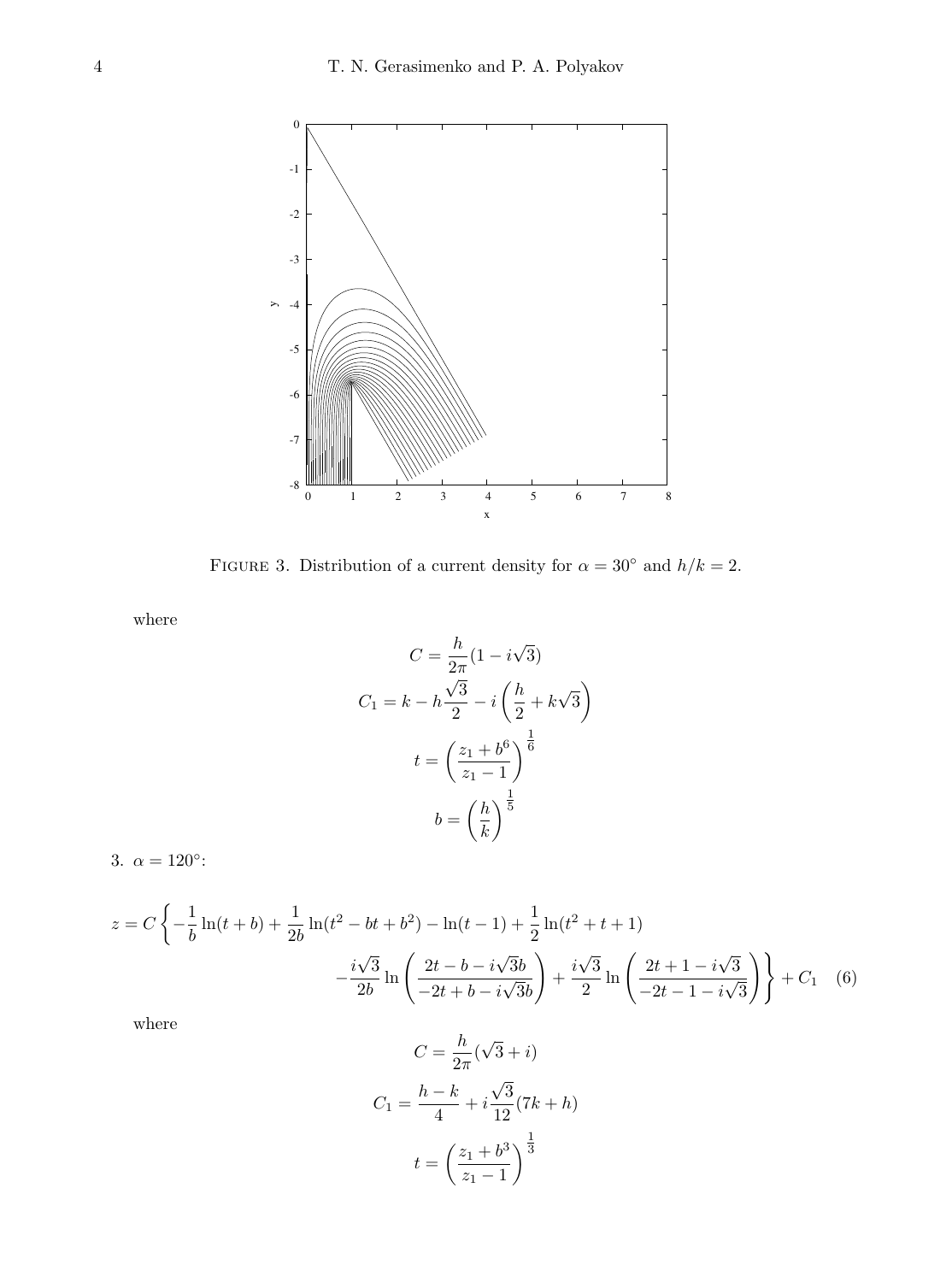FIGURE 3. Distribution of a current density for $\alpha = 30^\circ$ and $h/k = 2$.

where

$$C = \frac{h}{2\pi}(1 - i\sqrt{3})$$

$$C_1 = k - h\frac{\sqrt{3}}{2} - i\left(\frac{h}{2} + k\sqrt{3}\right)$$

$$t = \left(\frac{z_1 + b^6}{z_1 - 1}\right)^{\frac{1}{6}}$$

$$b = \left(\frac{h}{k}\right)^{\frac{1}{5}}$$

3. $\alpha = 120^\circ$:

$$z = C\left\{-\frac{1}{b}\ln(t+b) + \frac{1}{2b}\ln(t^2 - bt + b^2) - \ln(t-1) + \frac{1}{2}\ln(t^2 + t + 1) - \frac{i\sqrt{3}}{2b}\ln\left(\frac{2t - b - i\sqrt{3}b}{-2t + b - i\sqrt{3}b}\right) + \frac{i\sqrt{3}}{2}\ln\left(\frac{2t + 1 - i\sqrt{3}}{-2t - 1 - i\sqrt{3}}\right)\right\} + C_1 \quad (6)$$

where

$$C = \frac{h}{2\pi}(\sqrt{3} + i)$$

$$C_1 = \frac{h-k}{4} + i\frac{\sqrt{3}}{12}(7k + h)$$

$$t = \left(\frac{z_1 + b^3}{z_1 - 1}\right)^{\frac{1}{3}}$$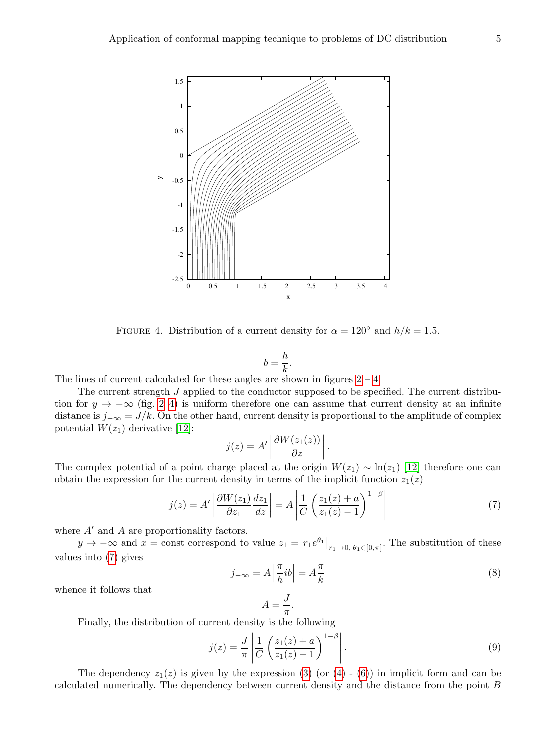FIGURE 4. Distribution of a current density for $\alpha = 120^\circ$ and $h/k = 1.5$.

$$b = \frac{h}{k}.$$

The lines of current calculated for these angles are shown in figures 2 – 4.

The current strength $J$ applied to the conductor supposed to be specified. The current distribution for $y \to -\infty$ (fig. 2-4) is uniform therefore one can assume that current density at an infinite distance is $j_{-\infty} = J/k$. On the other hand, current density is proportional to the amplitude of complex potential $W(z_1)$ derivative [12]:

$$j(z) = A' \left| \frac{\partial W(z_1(z))}{\partial z} \right|.$$

The complex potential of a point charge placed at the origin $W(z_1) \sim \ln(z_1)$ [12] therefore one can obtain the expression for the current density in terms of the implicit function $z_1(z)$

$$j(z) = A' \left| \frac{\partial W(z_1)}{\partial z_1} \frac{dz_1}{dz} \right| = A \left| \frac{1}{C} \left( \frac{z_1(z) + a}{z_1(z) - 1} \right)^{1-\beta} \right| \tag{7}$$

where $A'$ and $A$ are proportionality factors.

$y \to -\infty$ and $x = \text{const}$ correspond to value $z_1 = r_1 e^{\theta_1} \big|_{r_1 \to 0,\, \theta_1 \in [0,\pi]}$. The substitution of these values into (7) gives

$$j_{-\infty} = A \left| \frac{\pi}{h} ib \right| = A \frac{\pi}{k} \tag{8}$$

whence it follows that

$$A = \frac{J}{\pi}.$$

Finally, the distribution of current density is the following

$$j(z) = \frac{J}{\pi} \left| \frac{1}{C} \left( \frac{z_1(z) + a}{z_1(z) - 1} \right)^{1-\beta} \right|. \tag{9}$$

The dependency $z_1(z)$ is given by the expression (3) (or (4) - (6)) in implicit form and can be calculated numerically. The dependency between current density and the distance from the point $B$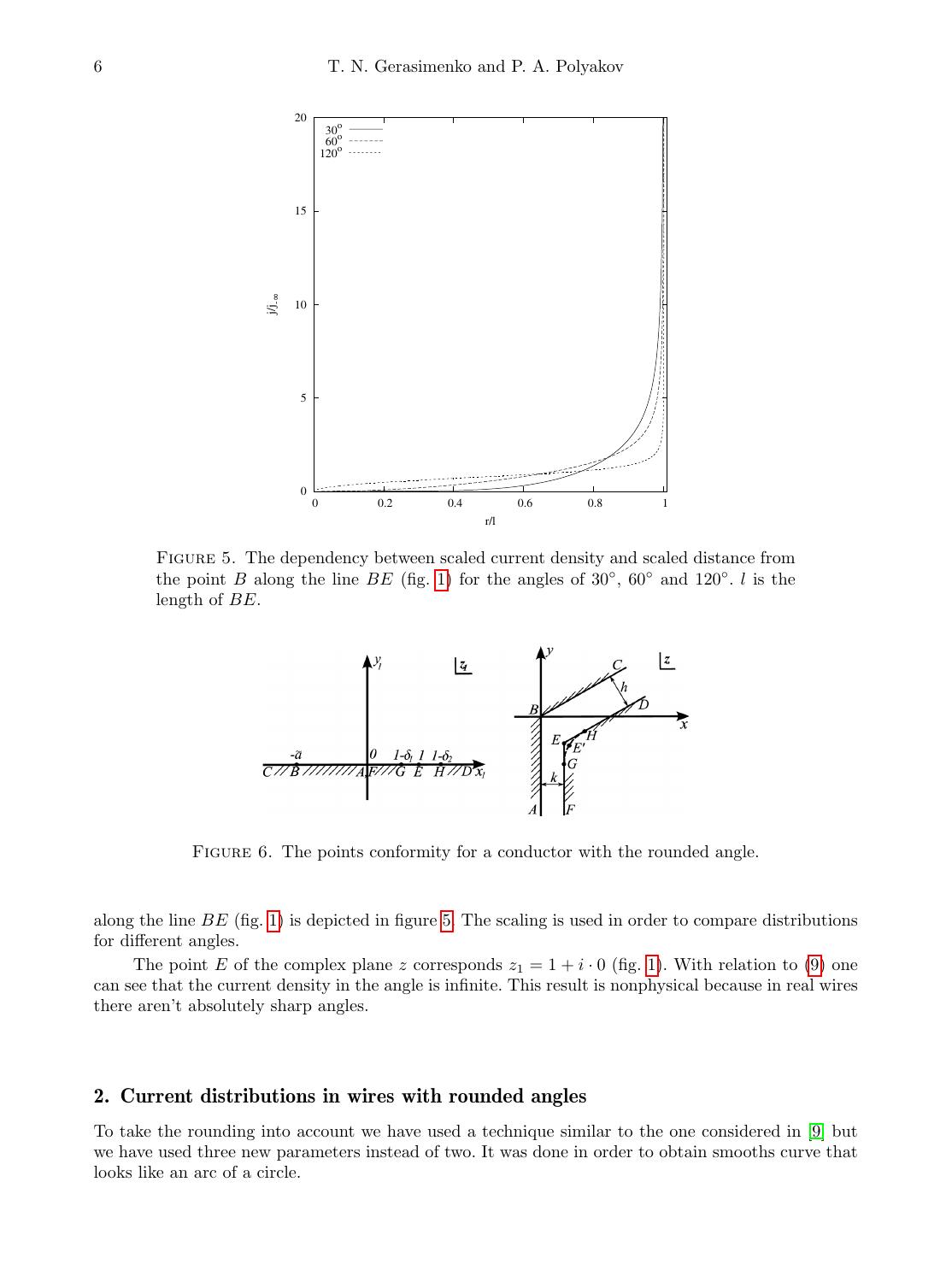FIGURE 5. The dependency between scaled current density and scaled distance from the point $B$ along the line $BE$ (fig. 1) for the angles of 30°, 60° and 120°. $l$ is the length of $BE$.

FIGURE 6. The points conformity for a conductor with the rounded angle.

along the line $BE$ (fig. 1) is depicted in figure 5. The scaling is used in order to compare distributions for different angles.

The point $E$ of the complex plane $z$ corresponds $z_1 = 1 + i \cdot 0$ (fig. 1). With relation to (9) one can see that the current density in the angle is infinite. This result is nonphysical because in real wires there aren't absolutely sharp angles.

## 2. Current distributions in wires with rounded angles

To take the rounding into account we have used a technique similar to the one considered in [9] but we have used three new parameters instead of two. It was done in order to obtain smooths curve that looks like an arc of a circle.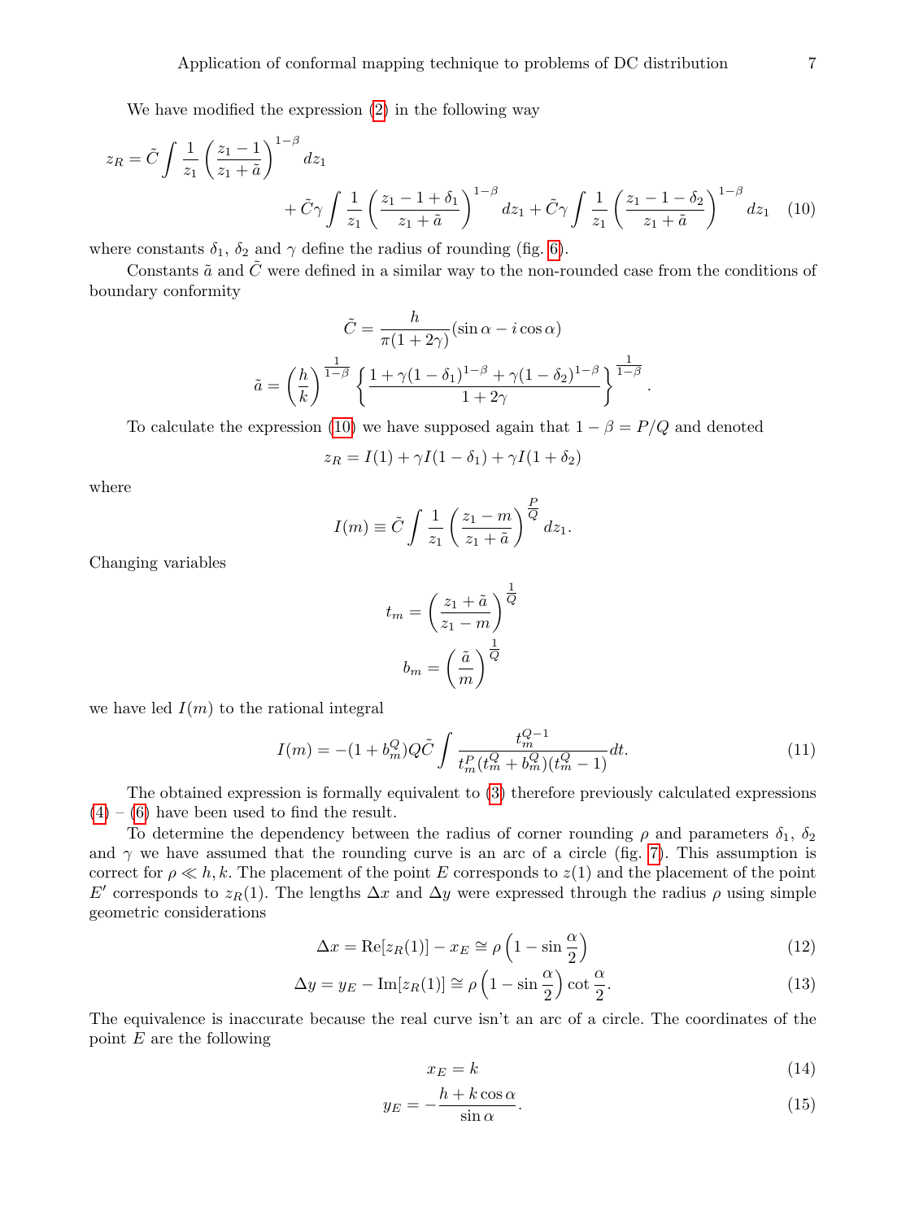We have modified the expression (2) in the following way

$$
\begin{aligned}
z_R = \tilde{C} \int \frac{1}{z_1} \left( \frac{z_1 - 1}{z_1 + \tilde{a}} \right)^{1-\beta} dz_1 \\
+ \tilde{C}\gamma \int \frac{1}{z_1} \left( \frac{z_1 - 1 + \delta_1}{z_1 + \tilde{a}} \right)^{1-\beta} dz_1 + \tilde{C}\gamma \int \frac{1}{z_1} \left( \frac{z_1 - 1 - \delta_2}{z_1 + \tilde{a}} \right)^{1-\beta} dz_1 \quad (10)
\end{aligned}
$$

where constants $\delta_1$, $\delta_2$ and $\gamma$ define the radius of rounding (fig. 6).

Constants $\tilde{a}$ and $\tilde{C}$ were defined in a similar way to the non-rounded case from the conditions of boundary conformity

$$
\tilde{C} = \frac{h}{\pi(1+2\gamma)} (\sin\alpha - i\cos\alpha)
$$

$$
\tilde{a} = \left( \frac{h}{k} \right)^{\frac{1}{1-\beta}} \left\{ \frac{1 + \gamma(1-\delta_1)^{1-\beta} + \gamma(1-\delta_2)^{1-\beta}}{1+2\gamma} \right\}^{\frac{1}{1-\beta}}.
$$

To calculate the expression (10) we have supposed again that $1 - \beta = P/Q$ and denoted

$$
z_R = I(1) + \gamma I(1-\delta_1) + \gamma I(1+\delta_2)
$$

where

$$
I(m) \equiv \tilde{C} \int \frac{1}{z_1} \left( \frac{z_1 - m}{z_1 + \tilde{a}} \right)^{\frac{P}{Q}} dz_1.
$$

Changing variables

$$
t_m = \left( \frac{z_1 + \tilde{a}}{z_1 - m} \right)^{\frac{1}{Q}}
$$

$$
b_m = \left( \frac{\tilde{a}}{m} \right)^{\frac{1}{Q}}
$$

we have led $I(m)$ to the rational integral

$$
I(m) = -(1 + b_m^Q) Q \tilde{C} \int \frac{t_m^{Q-1}}{t_m^P (t_m^Q + b_m^Q)(t_m^Q - 1)} dt. \tag{11}
$$

The obtained expression is formally equivalent to (3) therefore previously calculated expressions (4) – (6) have been used to find the result.

To determine the dependency between the radius of corner rounding $\rho$ and parameters $\delta_1$, $\delta_2$ and $\gamma$ we have assumed that the rounding curve is an arc of a circle (fig. 7). This assumption is correct for $\rho \ll h, k$. The placement of the point $E$ corresponds to $z(1)$ and the placement of the point $E'$ corresponds to $z_R(1)$. The lengths $\Delta x$ and $\Delta y$ were expressed through the radius $\rho$ using simple geometric considerations

$$
\Delta x = \mathrm{Re}[z_R(1)] - x_E \cong \rho \left( 1 - \sin\frac{\alpha}{2} \right) \tag{12}
$$

$$
\Delta y = y_E - \mathrm{Im}[z_R(1)] \cong \rho \left( 1 - \sin\frac{\alpha}{2} \right) \cot\frac{\alpha}{2}. \tag{13}
$$

The equivalence is inaccurate because the real curve isn't an arc of a circle. The coordinates of the point $E$ are the following

$$
x_E = k \tag{14}
$$

$$
y_E = -\frac{h + k\cos\alpha}{\sin\alpha}. \tag{15}
$$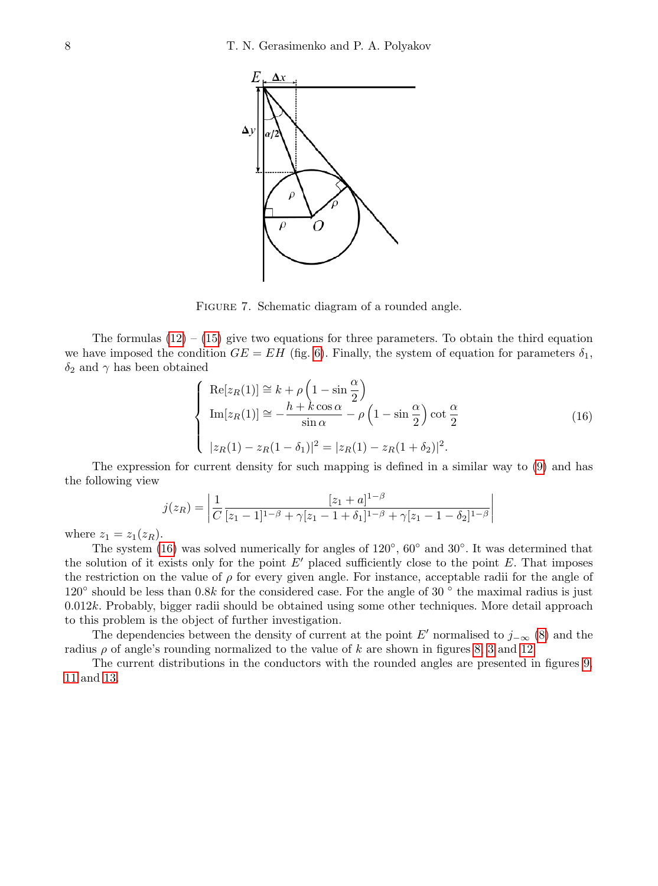FIGURE 7. Schematic diagram of a rounded angle.

The formulas (12) – (15) give two equations for three parameters. To obtain the third equation we have imposed the condition $GE = EH$ (fig. 6). Finally, the system of equation for parameters $\delta_1$, $\delta_2$ and $\gamma$ has been obtained

$$\begin{cases} \mathrm{Re}[z_R(1)] \cong k + \rho\left(1 - \sin\dfrac{\alpha}{2}\right) \\ \mathrm{Im}[z_R(1)] \cong -\dfrac{h + k\cos\alpha}{\sin\alpha} - \rho\left(1 - \sin\dfrac{\alpha}{2}\right)\cot\dfrac{\alpha}{2} \\ |z_R(1) - z_R(1-\delta_1)|^2 = |z_R(1) - z_R(1+\delta_2)|^2. \end{cases} \tag{16}$$

The expression for current density for such mapping is defined in a similar way to (9) and has the following view

$$j(z_R) = \left| \frac{1}{C} \frac{[z_1 + a]^{1-\beta}}{[z_1 - 1]^{1-\beta} + \gamma[z_1 - 1 + \delta_1]^{1-\beta} + \gamma[z_1 - 1 - \delta_2]^{1-\beta}} \right|$$

where $z_1 = z_1(z_R)$.

The system (16) was solved numerically for angles of $120^\circ$, $60^\circ$ and $30^\circ$. It was determined that the solution of it exists only for the point $E'$ placed sufficiently close to the point $E$. That imposes the restriction on the value of $\rho$ for every given angle. For instance, acceptable radii for the angle of $120^\circ$ should be less than $0.8k$ for the considered case. For the angle of $30^\circ$ the maximal radius is just $0.012k$. Probably, bigger radii should be obtained using some other techniques. More detail approach to this problem is the object of further investigation.

The dependencies between the density of current at the point $E'$ normalised to $j_{-\infty}$ (8) and the radius $\rho$ of angle's rounding normalized to the value of $k$ are shown in figures 8, 3 and 12.

The current distributions in the conductors with the rounded angles are presented in figures 9, 11 and 13.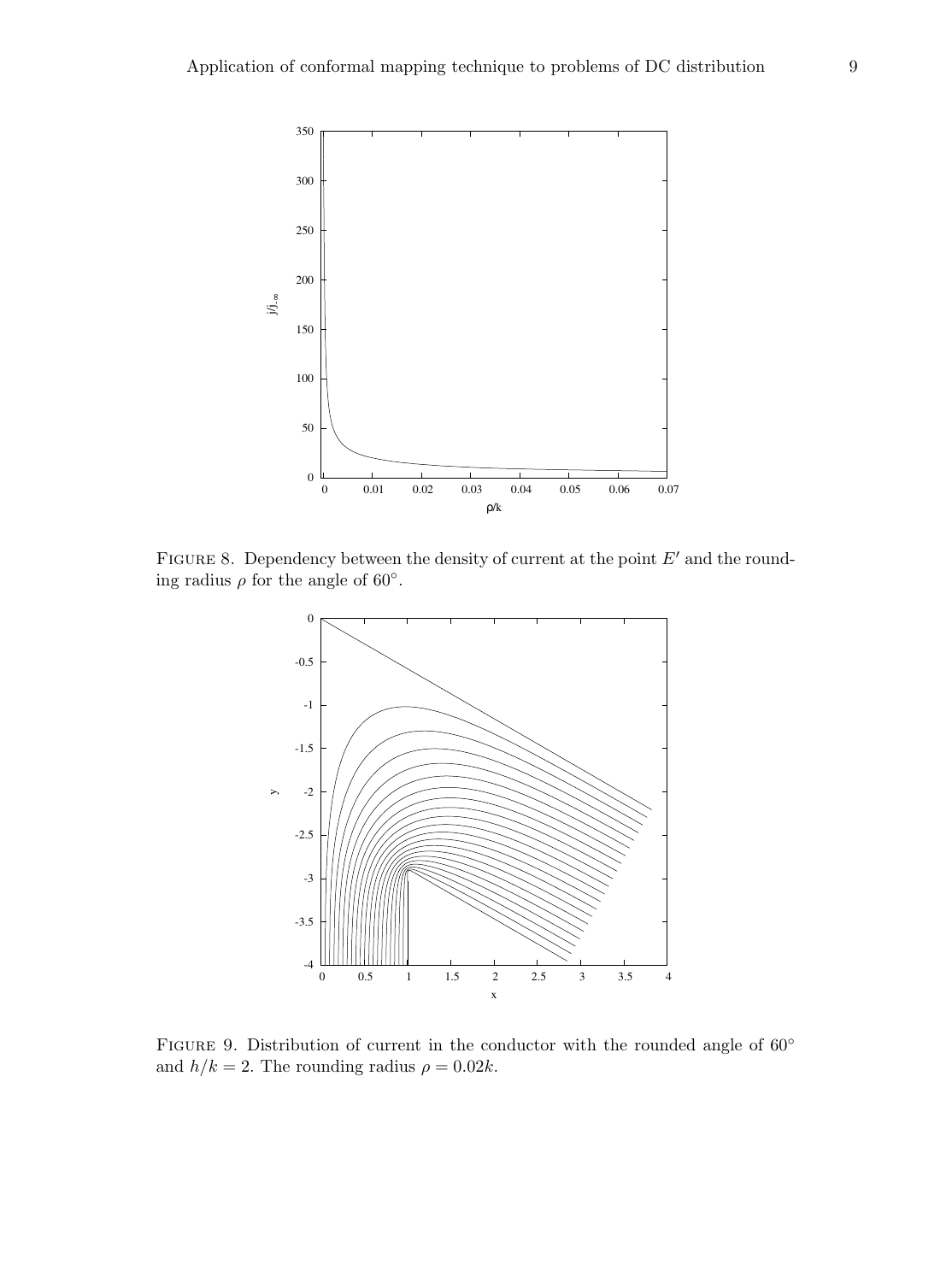Figure 8. Dependency between the density of current at the point $E'$ and the rounding radius $\rho$ for the angle of $60^\circ$.

Figure 9. Distribution of current in the conductor with the rounded angle of $60^\circ$ and $h/k = 2$. The rounding radius $\rho = 0.02k$.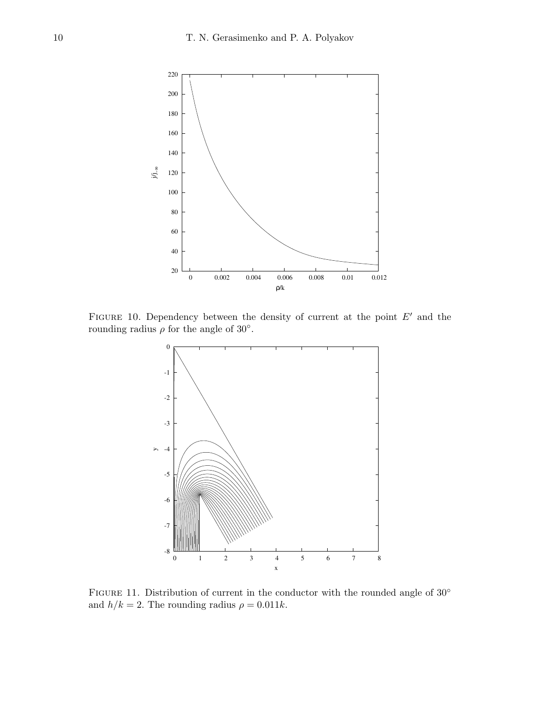FIGURE 10. Dependency between the density of current at the point $E'$ and the rounding radius $\rho$ for the angle of $30^{\circ}$.

FIGURE 11. Distribution of current in the conductor with the rounded angle of $30^{\circ}$ and $h/k = 2$. The rounding radius $\rho = 0.011k$.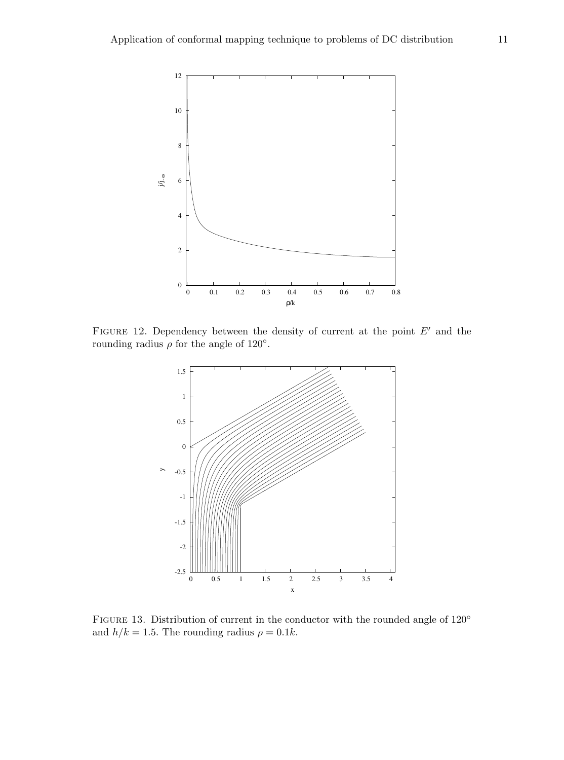Figure 12. Dependency between the density of current at the point $E'$ and the rounding radius $\rho$ for the angle of $120^{\circ}$.

Figure 13. Distribution of current in the conductor with the rounded angle of $120^{\circ}$ and $h/k = 1.5$. The rounding radius $\rho = 0.1k$.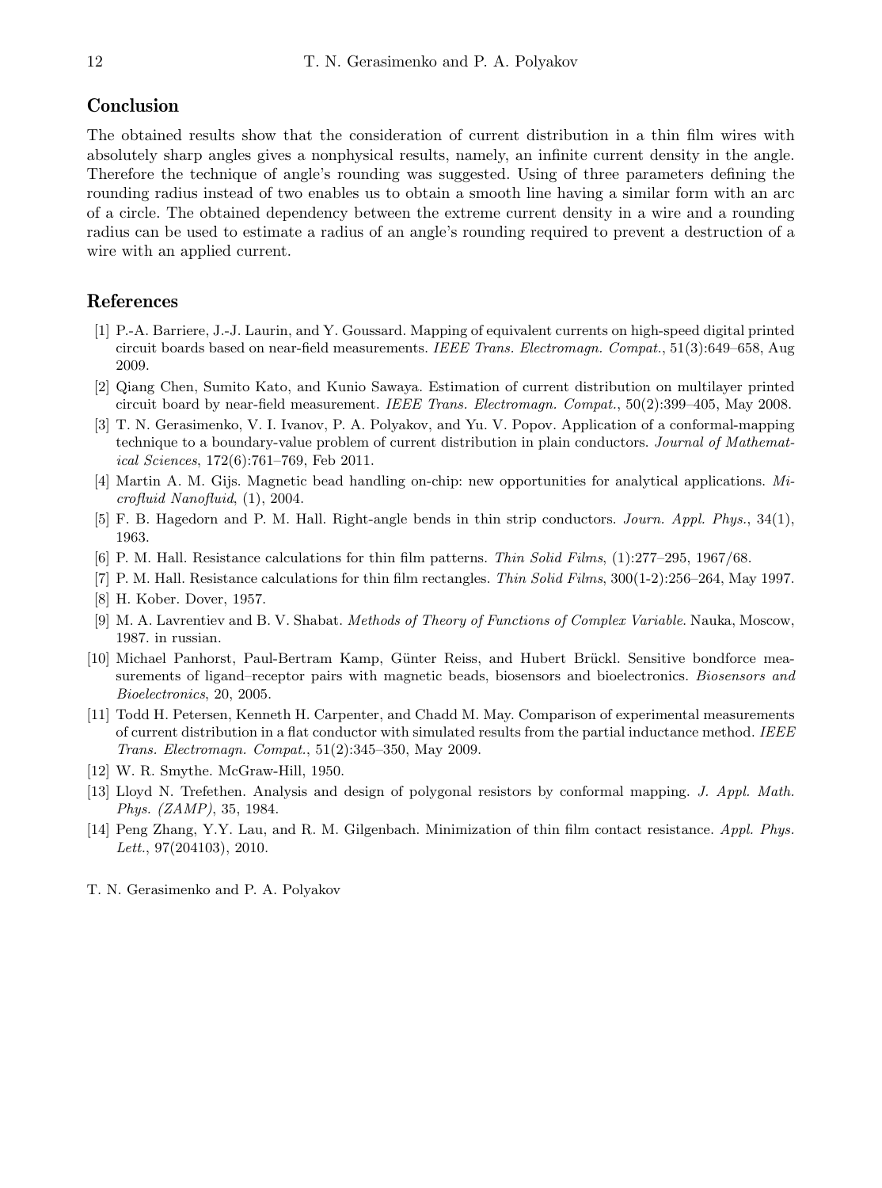## Conclusion

The obtained results show that the consideration of current distribution in a thin film wires with absolutely sharp angles gives a nonphysical results, namely, an infinite current density in the angle. Therefore the technique of angle's rounding was suggested. Using of three parameters defining the rounding radius instead of two enables us to obtain a smooth line having a similar form with an arc of a circle. The obtained dependency between the extreme current density in a wire and a rounding radius can be used to estimate a radius of an angle's rounding required to prevent a destruction of a wire with an applied current.

## References

[1] P.-A. Barriere, J.-J. Laurin, and Y. Goussard. Mapping of equivalent currents on high-speed digital printed circuit boards based on near-field measurements. *IEEE Trans. Electromagn. Compat.*, 51(3):649–658, Aug 2009.

[2] Qiang Chen, Sumito Kato, and Kunio Sawaya. Estimation of current distribution on multilayer printed circuit board by near-field measurement. *IEEE Trans. Electromagn. Compat.*, 50(2):399–405, May 2008.

[3] T. N. Gerasimenko, V. I. Ivanov, P. A. Polyakov, and Yu. V. Popov. Application of a conformal-mapping technique to a boundary-value problem of current distribution in plain conductors. *Journal of Mathematical Sciences*, 172(6):761–769, Feb 2011.

[4] Martin A. M. Gijs. Magnetic bead handling on-chip: new opportunities for analytical applications. *Microfluid Nanofluid*, (1), 2004.

[5] F. B. Hagedorn and P. M. Hall. Right-angle bends in thin strip conductors. *Journ. Appl. Phys.*, 34(1), 1963.

[6] P. M. Hall. Resistance calculations for thin film patterns. *Thin Solid Films*, (1):277–295, 1967/68.

[7] P. M. Hall. Resistance calculations for thin film rectangles. *Thin Solid Films*, 300(1-2):256–264, May 1997.

[8] H. Kober. Dover, 1957.

[9] M. A. Lavrentiev and B. V. Shabat. *Methods of Theory of Functions of Complex Variable*. Nauka, Moscow, 1987. in russian.

[10] Michael Panhorst, Paul-Bertram Kamp, Günter Reiss, and Hubert Brückl. Sensitive bondforce measurements of ligand–receptor pairs with magnetic beads, biosensors and bioelectronics. *Biosensors and Bioelectronics*, 20, 2005.

[11] Todd H. Petersen, Kenneth H. Carpenter, and Chadd M. May. Comparison of experimental measurements of current distribution in a flat conductor with simulated results from the partial inductance method. *IEEE Trans. Electromagn. Compat.*, 51(2):345–350, May 2009.

[12] W. R. Smythe. McGraw-Hill, 1950.

[13] Lloyd N. Trefethen. Analysis and design of polygonal resistors by conformal mapping. *J. Appl. Math. Phys. (ZAMP)*, 35, 1984.

[14] Peng Zhang, Y.Y. Lau, and R. M. Gilgenbach. Minimization of thin film contact resistance. *Appl. Phys. Lett.*, 97(204103), 2010.

T. N. Gerasimenko and P. A. Polyakov